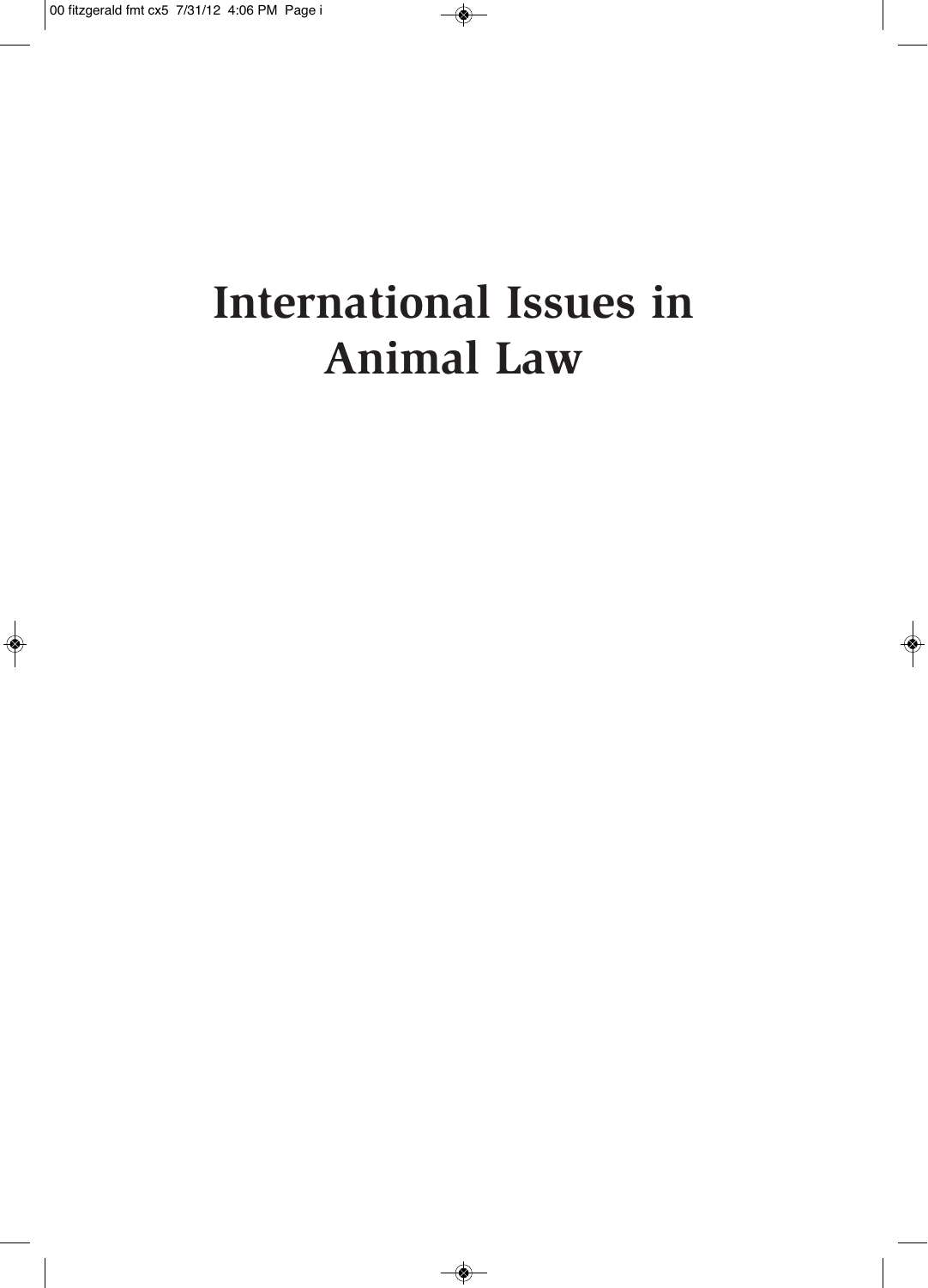# International Issues in Animal Law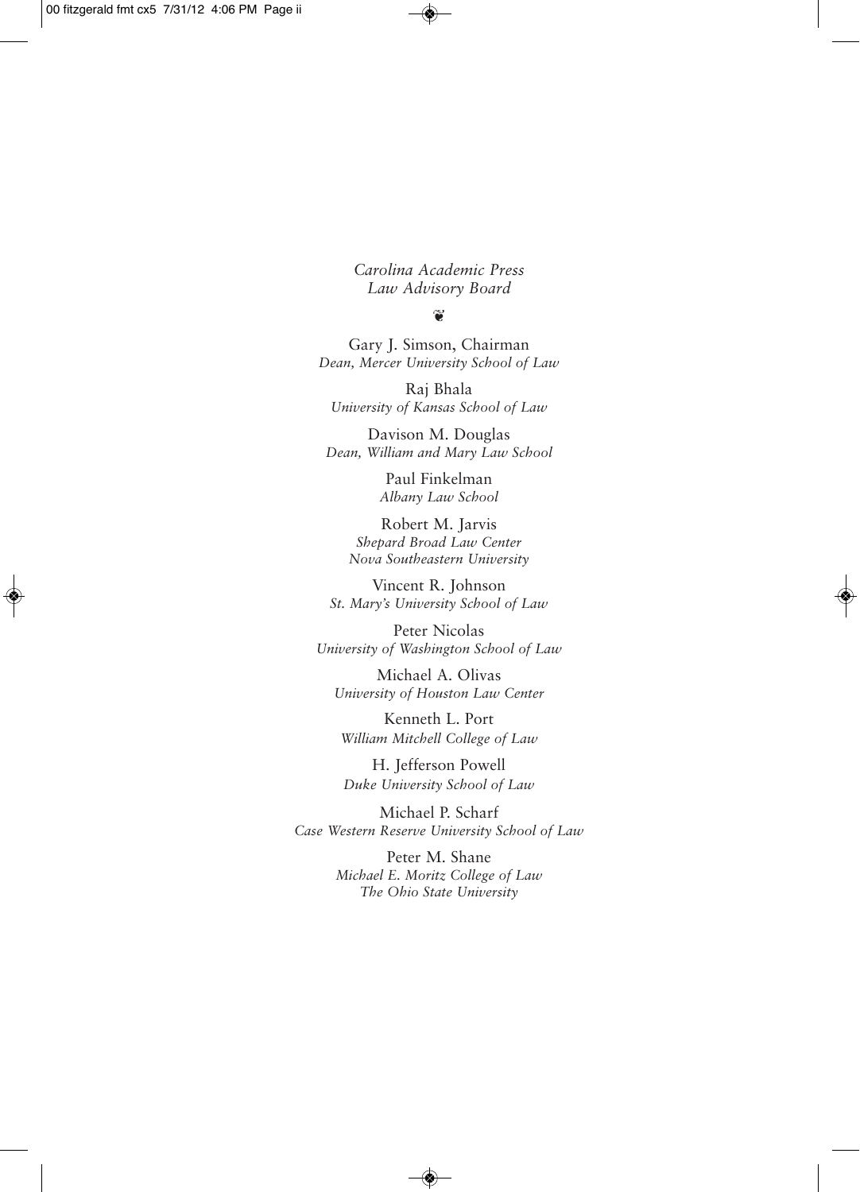*Carolina Academic Press*
*Law Advisory Board*

❦

Gary J. Simson, Chairman
*Dean, Mercer University School of Law*

Raj Bhala
*University of Kansas School of Law*

Davison M. Douglas
*Dean, William and Mary Law School*

Paul Finkelman
*Albany Law School*

Robert M. Jarvis
*Shepard Broad Law Center*
*Nova Southeastern University*

Vincent R. Johnson
*St. Mary's University School of Law*

Peter Nicolas
*University of Washington School of Law*

Michael A. Olivas
*University of Houston Law Center*

Kenneth L. Port
*William Mitchell College of Law*

H. Jefferson Powell
*Duke University School of Law*

Michael P. Scharf
*Case Western Reserve University School of Law*

Peter M. Shane
*Michael E. Moritz College of Law*
*The Ohio State University*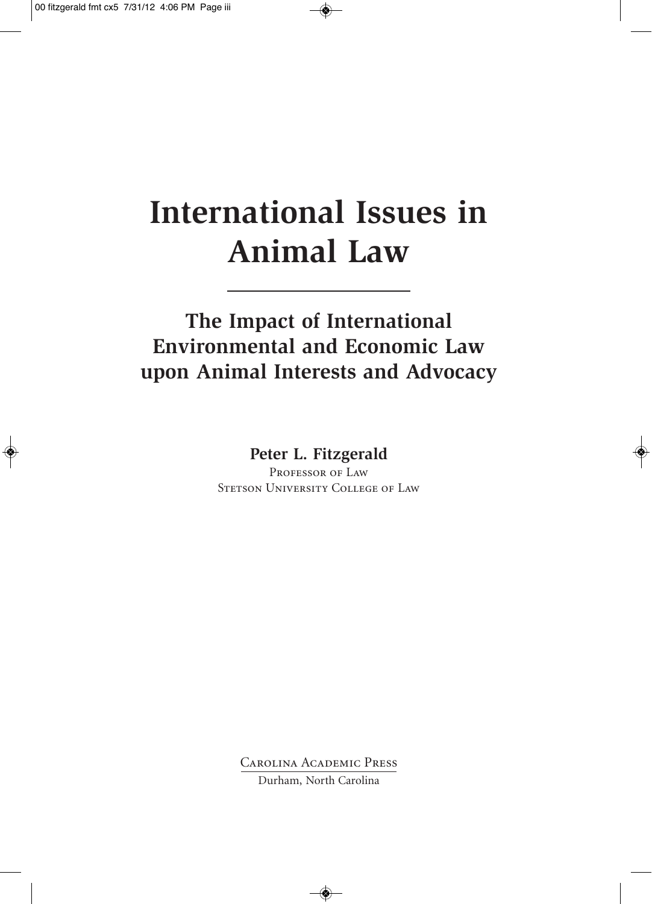# International Issues in Animal Law

## The Impact of International Environmental and Economic Law upon Animal Interests and Advocacy

**Peter L. Fitzgerald**

Professor of Law

Stetson University College of Law

Carolina Academic Press

Durham, North Carolina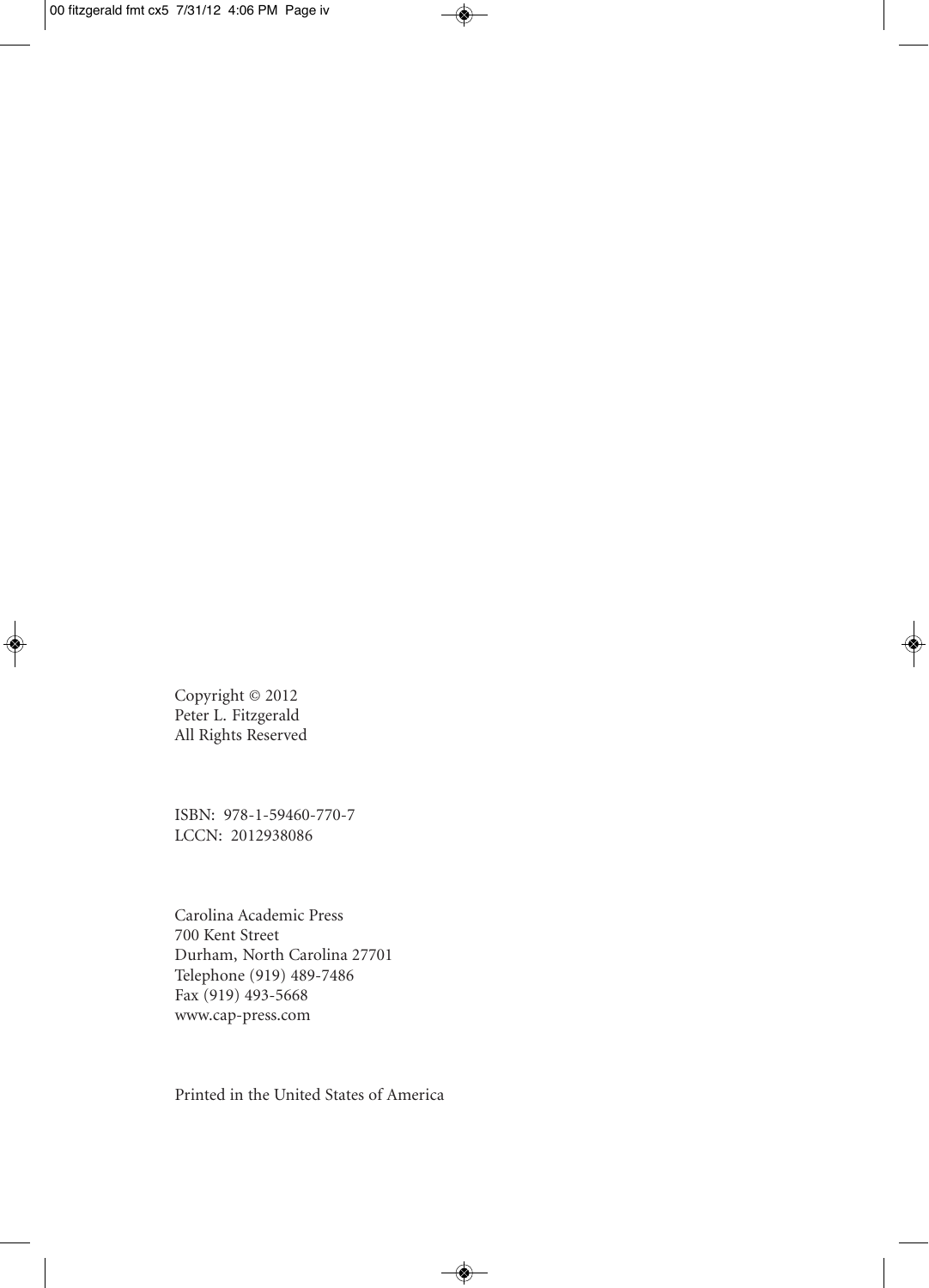Copyright © 2012
Peter L. Fitzgerald
All Rights Reserved

ISBN: 978-1-59460-770-7
LCCN: 2012938086

Carolina Academic Press
700 Kent Street
Durham, North Carolina 27701
Telephone (919) 489-7486
Fax (919) 493-5668
www.cap-press.com

Printed in the United States of America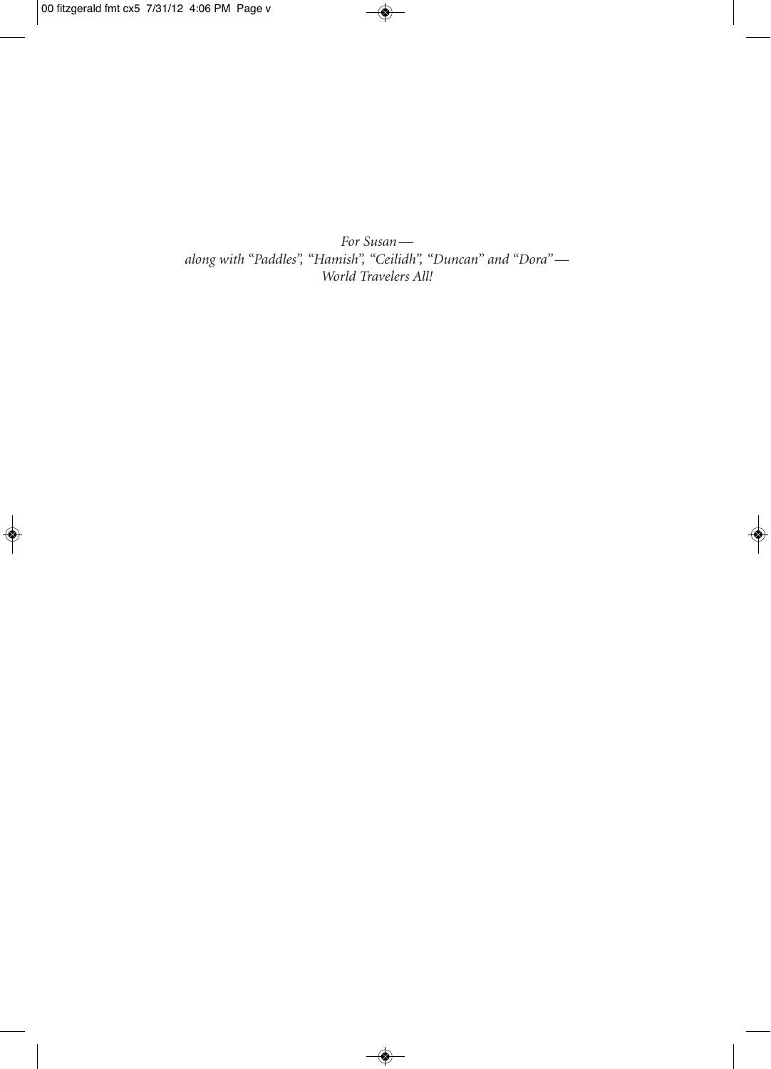*For Susan—*
*along with "Paddles", "Hamish", "Ceilidh", "Duncan" and "Dora"—*
*World Travelers All!*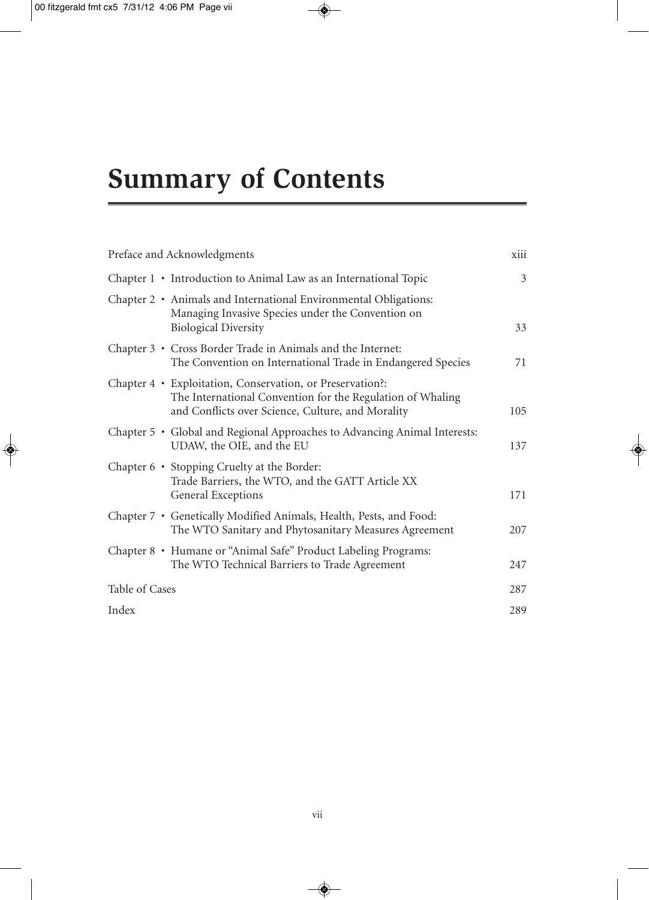# Summary of Contents

| | |
|---|---|
| Preface and Acknowledgments | xiii |
| Chapter 1 • Introduction to Animal Law as an International Topic | 3 |
| Chapter 2 • Animals and International Environmental Obligations: Managing Invasive Species under the Convention on Biological Diversity | 33 |
| Chapter 3 • Cross Border Trade in Animals and the Internet: The Convention on International Trade in Endangered Species | 71 |
| Chapter 4 • Exploitation, Conservation, or Preservation?: The International Convention for the Regulation of Whaling and Conflicts over Science, Culture, and Morality | 105 |
| Chapter 5 • Global and Regional Approaches to Advancing Animal Interests: UDAW, the OIE, and the EU | 137 |
| Chapter 6 • Stopping Cruelty at the Border: Trade Barriers, the WTO, and the GATT Article XX General Exceptions | 171 |
| Chapter 7 • Genetically Modified Animals, Health, Pests, and Food: The WTO Sanitary and Phytosanitary Measures Agreement | 207 |
| Chapter 8 • Humane or "Animal Safe" Product Labeling Programs: The WTO Technical Barriers to Trade Agreement | 247 |
| Table of Cases | 287 |
| Index | 289 |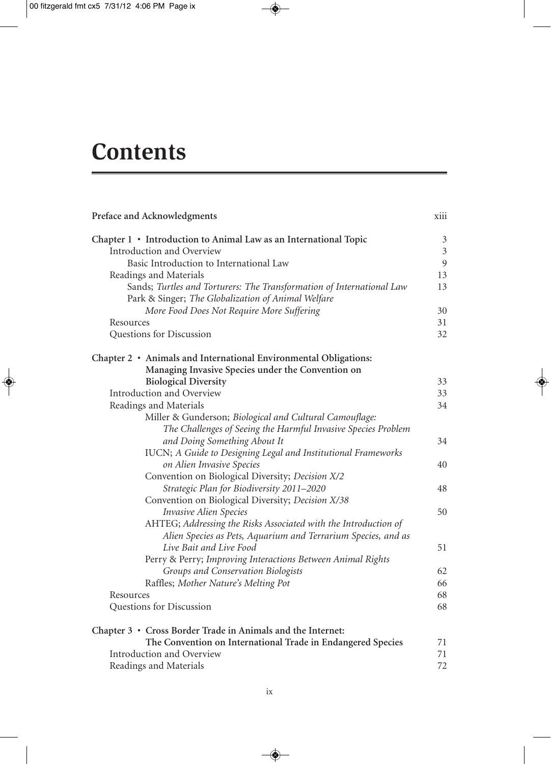# Contents

| | |
|---|---|
| **Preface and Acknowledgments** | xiii |
| **Chapter 1 • Introduction to Animal Law as an International Topic** | 3 |
| Introduction and Overview | 3 |
| Basic Introduction to International Law | 9 |
| Readings and Materials | 13 |
| Sands; *Turtles and Torturers: The Transformation of International Law* | 13 |
| Park & Singer; *The Globalization of Animal Welfare More Food Does Not Require More Suffering* | 30 |
| Resources | 31 |
| Questions for Discussion | 32 |
| **Chapter 2 • Animals and International Environmental Obligations: Managing Invasive Species under the Convention on Biological Diversity** | 33 |
| Introduction and Overview | 33 |
| Readings and Materials | 34 |
| Miller & Gunderson; *Biological and Cultural Camouflage: The Challenges of Seeing the Harmful Invasive Species Problem and Doing Something About It* | 34 |
| IUCN; *A Guide to Designing Legal and Institutional Frameworks on Alien Invasive Species* | 40 |
| Convention on Biological Diversity; *Decision X/2 Strategic Plan for Biodiversity 2011–2020* | 48 |
| Convention on Biological Diversity; *Decision X/38 Invasive Alien Species* | 50 |
| AHTEG; *Addressing the Risks Associated with the Introduction of Alien Species as Pets, Aquarium and Terrarium Species, and as Live Bait and Live Food* | 51 |
| Perry & Perry; *Improving Interactions Between Animal Rights Groups and Conservation Biologists* | 62 |
| Raffles; *Mother Nature's Melting Pot* | 66 |
| Resources | 68 |
| Questions for Discussion | 68 |
| **Chapter 3 • Cross Border Trade in Animals and the Internet: The Convention on International Trade in Endangered Species** | 71 |
| Introduction and Overview | 71 |
| Readings and Materials | 72 |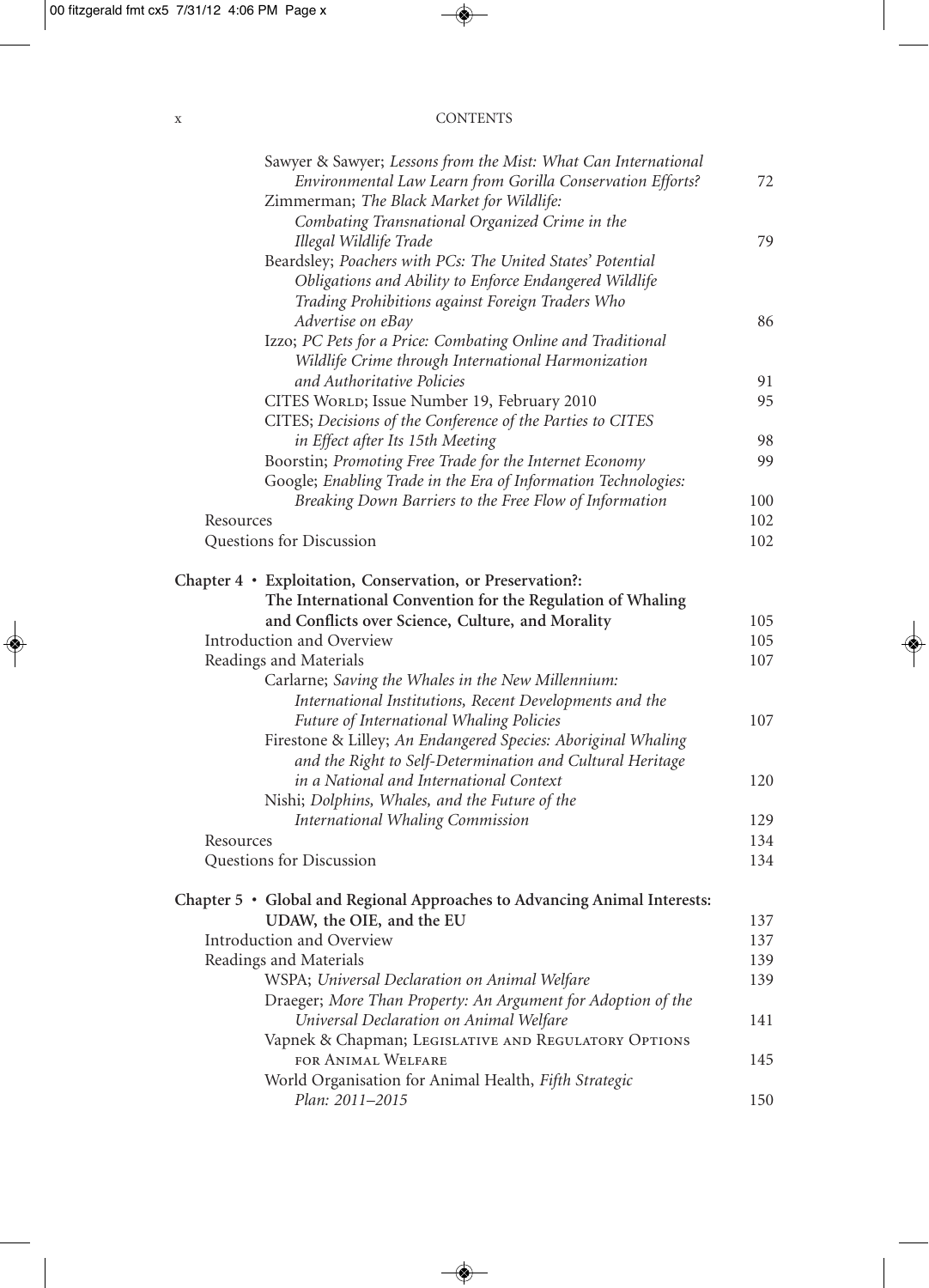Sawyer & Sawyer; *Lessons from the Mist: What Can International Environmental Law Learn from Gorilla Conservation Efforts?* 72
Zimmerman; *The Black Market for Wildlife: Combating Transnational Organized Crime in the Illegal Wildlife Trade* 79
Beardsley; *Poachers with PCs: The United States' Potential Obligations and Ability to Enforce Endangered Wildlife Trading Prohibitions against Foreign Traders Who Advertise on eBay* 86
Izzo; *PC Pets for a Price: Combating Online and Traditional Wildlife Crime through International Harmonization and Authoritative Policies* 91
CITES World; Issue Number 19, February 2010 95
CITES; *Decisions of the Conference of the Parties to CITES in Effect after Its 15th Meeting* 98
Boorstin; *Promoting Free Trade for the Internet Economy* 99
Google; *Enabling Trade in the Era of Information Technologies: Breaking Down Barriers to the Free Flow of Information* 100

Resources 102
Questions for Discussion 102

**Chapter 4 • Exploitation, Conservation, or Preservation?: The International Convention for the Regulation of Whaling and Conflicts over Science, Culture, and Morality** 105

Introduction and Overview 105
Readings and Materials 107

Carlarne; *Saving the Whales in the New Millennium: International Institutions, Recent Developments and the Future of International Whaling Policies* 107
Firestone & Lilley; *An Endangered Species: Aboriginal Whaling and the Right to Self-Determination and Cultural Heritage in a National and International Context* 120
Nishi; *Dolphins, Whales, and the Future of the International Whaling Commission* 129

Resources 134
Questions for Discussion 134

**Chapter 5 • Global and Regional Approaches to Advancing Animal Interests: UDAW, the OIE, and the EU** 137

Introduction and Overview 137
Readings and Materials 139

WSPA; *Universal Declaration on Animal Welfare* 139
Draeger; *More Than Property: An Argument for Adoption of the Universal Declaration on Animal Welfare* 141
Vapnek & Chapman; Legislative and Regulatory Options for Animal Welfare 145
World Organisation for Animal Health, *Fifth Strategic Plan: 2011–2015* 150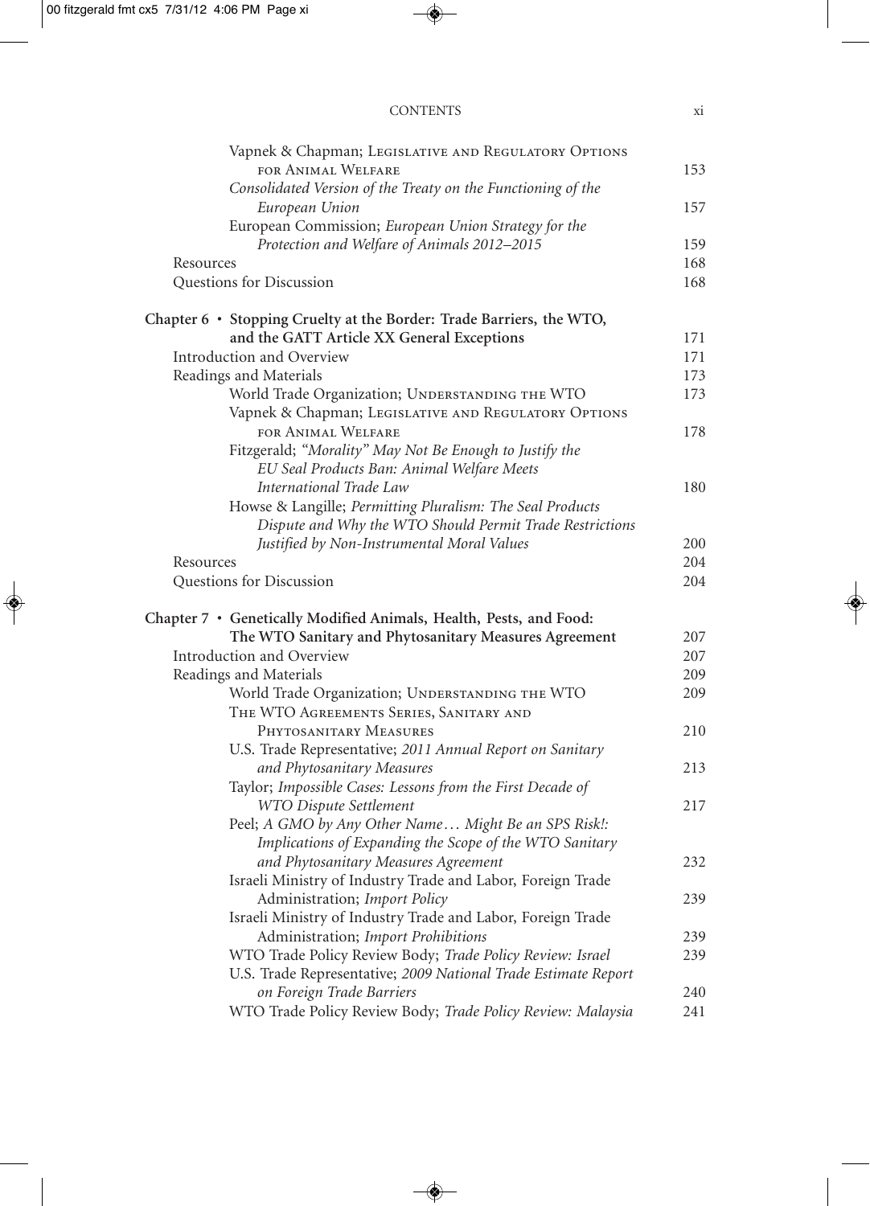Vapnek & Chapman; Legislative and Regulatory Options for Animal Welfare 153

*Consolidated Version of the Treaty on the Functioning of the European Union* 157

European Commission; *European Union Strategy for the Protection and Welfare of Animals 2012–2015* 159

Resources 168

Questions for Discussion 168

**Chapter 6 • Stopping Cruelty at the Border: Trade Barriers, the WTO, and the GATT Article XX General Exceptions** 171

Introduction and Overview 171

Readings and Materials 173

World Trade Organization; Understanding the WTO 173

Vapnek & Chapman; Legislative and Regulatory Options for Animal Welfare 178

Fitzgerald; *"Morality" May Not Be Enough to Justify the EU Seal Products Ban: Animal Welfare Meets International Trade Law* 180

Howse & Langille; *Permitting Pluralism: The Seal Products Dispute and Why the WTO Should Permit Trade Restrictions Justified by Non-Instrumental Moral Values* 200

Resources 204

Questions for Discussion 204

**Chapter 7 • Genetically Modified Animals, Health, Pests, and Food: The WTO Sanitary and Phytosanitary Measures Agreement** 207

Introduction and Overview 207

Readings and Materials 209

World Trade Organization; Understanding the WTO 209

The WTO Agreements Series, Sanitary and Phytosanitary Measures 210

U.S. Trade Representative; *2011 Annual Report on Sanitary and Phytosanitary Measures* 213

Taylor; *Impossible Cases: Lessons from the First Decade of WTO Dispute Settlement* 217

Peel; *A GMO by Any Other Name… Might Be an SPS Risk!: Implications of Expanding the Scope of the WTO Sanitary and Phytosanitary Measures Agreement* 232

Israeli Ministry of Industry Trade and Labor, Foreign Trade Administration; *Import Policy* 239

Israeli Ministry of Industry Trade and Labor, Foreign Trade Administration; *Import Prohibitions* 239

WTO Trade Policy Review Body; *Trade Policy Review: Israel* 239

U.S. Trade Representative; *2009 National Trade Estimate Report on Foreign Trade Barriers* 240

WTO Trade Policy Review Body; *Trade Policy Review: Malaysia* 241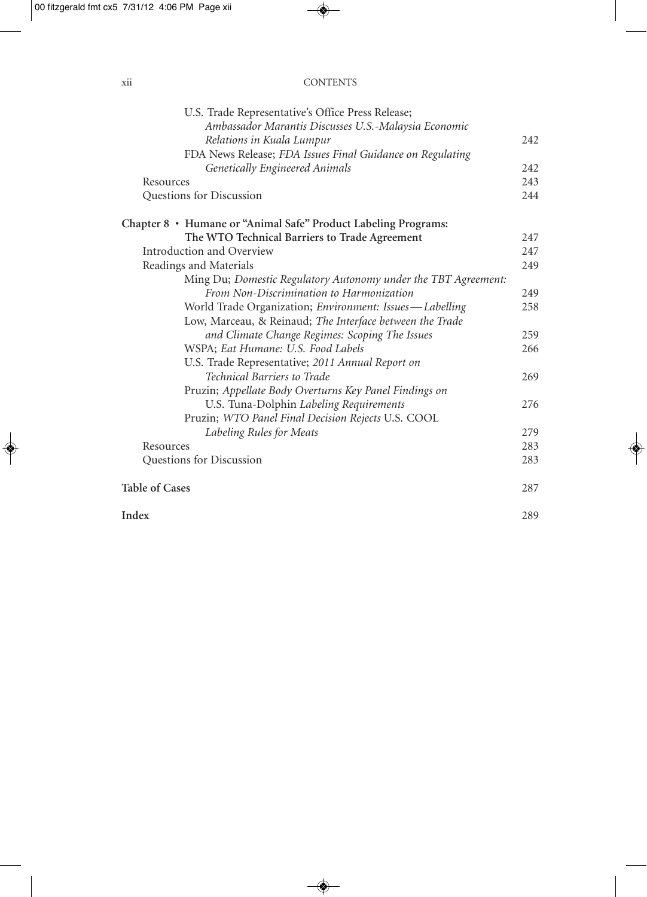U.S. Trade Representative's Office Press Release; *Ambassador Marantis Discusses U.S.-Malaysia Economic Relations in Kuala Lumpur* 242
FDA News Release; *FDA Issues Final Guidance on Regulating Genetically Engineered Animals* 242
Resources 243
Questions for Discussion 244

**Chapter 8 • Humane or "Animal Safe" Product Labeling Programs: The WTO Technical Barriers to Trade Agreement** 247
Introduction and Overview 247
Readings and Materials 249
Ming Du; *Domestic Regulatory Autonomy under the TBT Agreement: From Non-Discrimination to Harmonization* 249
World Trade Organization; *Environment: Issues—Labelling* 258
Low, Marceau, & Reinaud; *The Interface between the Trade and Climate Change Regimes: Scoping The Issues* 259
WSPA; *Eat Humane: U.S. Food Labels* 266
U.S. Trade Representative; *2011 Annual Report on Technical Barriers to Trade* 269
Pruzin; *Appellate Body Overturns Key Panel Findings on* U.S. Tuna-Dolphin *Labeling Requirements* 276
Pruzin; *WTO Panel Final Decision Rejects* U.S. COOL *Labeling Rules for Meats* 279
Resources 283
Questions for Discussion 283

**Table of Cases** 287

**Index** 289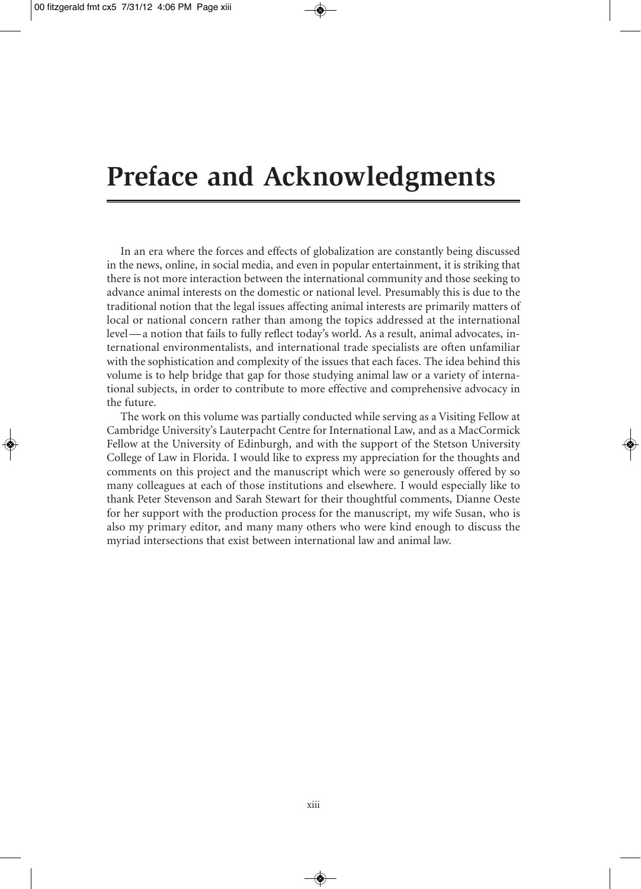# Preface and Acknowledgments

In an era where the forces and effects of globalization are constantly being discussed in the news, online, in social media, and even in popular entertainment, it is striking that there is not more interaction between the international community and those seeking to advance animal interests on the domestic or national level. Presumably this is due to the traditional notion that the legal issues affecting animal interests are primarily matters of local or national concern rather than among the topics addressed at the international level—a notion that fails to fully reflect today's world. As a result, animal advocates, international environmentalists, and international trade specialists are often unfamiliar with the sophistication and complexity of the issues that each faces. The idea behind this volume is to help bridge that gap for those studying animal law or a variety of international subjects, in order to contribute to more effective and comprehensive advocacy in the future.

The work on this volume was partially conducted while serving as a Visiting Fellow at Cambridge University's Lauterpacht Centre for International Law, and as a MacCormick Fellow at the University of Edinburgh, and with the support of the Stetson University College of Law in Florida. I would like to express my appreciation for the thoughts and comments on this project and the manuscript which were so generously offered by so many colleagues at each of those institutions and elsewhere. I would especially like to thank Peter Stevenson and Sarah Stewart for their thoughtful comments, Dianne Oeste for her support with the production process for the manuscript, my wife Susan, who is also my primary editor, and many many others who were kind enough to discuss the myriad intersections that exist between international law and animal law.